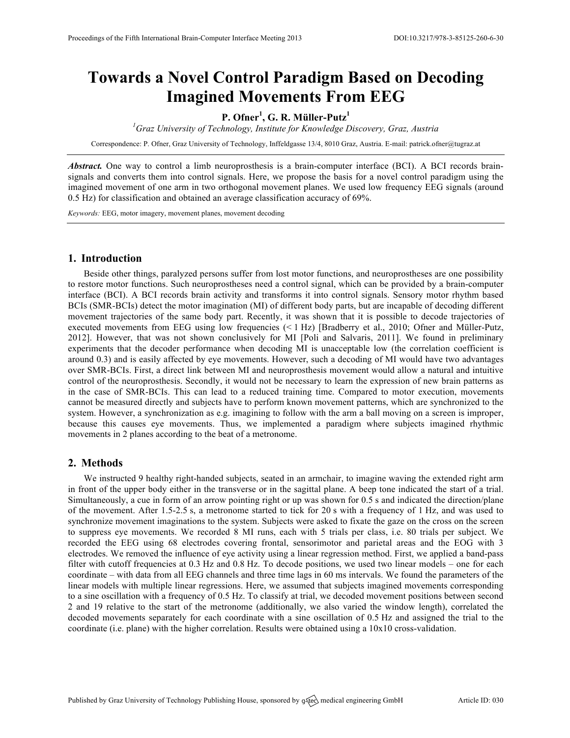# Towards a Novel Control Paradigm Based on Decoding Imagined Movements From EEG

**P. Ofner[1], G. R. Müller-Putz[1]**

[1] *Graz University of Technology, Institute for Knowledge Discovery, Graz, Austria*

Correspondence: P. Ofner, Graz University of Technology, Inffeldgasse 13/4, 8010 Graz, Austria. E-mail: patrick.ofner@tugraz.at

***Abstract.*** One way to control a limb neuroprosthesis is a brain-computer interface (BCI). A BCI records brain-signals and converts them into control signals. Here, we propose the basis for a novel control paradigm using the imagined movement of one arm in two orthogonal movement planes. We used low frequency EEG signals (around 0.5 Hz) for classification and obtained an average classification accuracy of 69%.

*Keywords:* EEG, motor imagery, movement planes, movement decoding

## 1. Introduction

Beside other things, paralyzed persons suffer from lost motor functions, and neuroprostheses are one possibility to restore motor functions. Such neuroprostheses need a control signal, which can be provided by a brain-computer interface (BCI). A BCI records brain activity and transforms it into control signals. Sensory motor rhythm based BCIs (SMR-BCIs) detect the motor imagination (MI) of different body parts, but are incapable of decoding different movement trajectories of the same body part. Recently, it was shown that it is possible to decode trajectories of executed movements from EEG using low frequencies (< 1 Hz) [Bradberry et al., 2010; Ofner and Müller-Putz, 2012]. However, that was not shown conclusively for MI [Poli and Salvaris, 2011]. We found in preliminary experiments that the decoder performance when decoding MI is unacceptable low (the correlation coefficient is around 0.3) and is easily affected by eye movements. However, such a decoding of MI would have two advantages over SMR-BCIs. First, a direct link between MI and neuroprosthesis movement would allow a natural and intuitive control of the neuroprosthesis. Secondly, it would not be necessary to learn the expression of new brain patterns as in the case of SMR-BCIs. This can lead to a reduced training time. Compared to motor execution, movements cannot be measured directly and subjects have to perform known movement patterns, which are synchronized to the system. However, a synchronization as e.g. imagining to follow with the arm a ball moving on a screen is improper, because this causes eye movements. Thus, we implemented a paradigm where subjects imagined rhythmic movements in 2 planes according to the beat of a metronome.

## 2. Methods

We instructed 9 healthy right-handed subjects, seated in an armchair, to imagine waving the extended right arm in front of the upper body either in the transverse or in the sagittal plane. A beep tone indicated the start of a trial. Simultaneously, a cue in form of an arrow pointing right or up was shown for 0.5 s and indicated the direction/plane of the movement. After 1.5-2.5 s, a metronome started to tick for 20 s with a frequency of 1 Hz, and was used to synchronize movement imaginations to the system. Subjects were asked to fixate the gaze on the cross on the screen to suppress eye movements. We recorded 8 MI runs, each with 5 trials per class, i.e. 80 trials per subject. We recorded the EEG using 68 electrodes covering frontal, sensorimotor and parietal areas and the EOG with 3 electrodes. We removed the influence of eye activity using a linear regression method. First, we applied a band-pass filter with cutoff frequencies at 0.3 Hz and 0.8 Hz. To decode positions, we used two linear models – one for each coordinate – with data from all EEG channels and three time lags in 60 ms intervals. We found the parameters of the linear models with multiple linear regressions. Here, we assumed that subjects imagined movements corresponding to a sine oscillation with a frequency of 0.5 Hz. To classify at trial, we decoded movement positions between second 2 and 19 relative to the start of the metronome (additionally, we also varied the window length), correlated the decoded movements separately for each coordinate with a sine oscillation of 0.5 Hz and assigned the trial to the coordinate (i.e. plane) with the higher correlation. Results were obtained using a 10x10 cross-validation.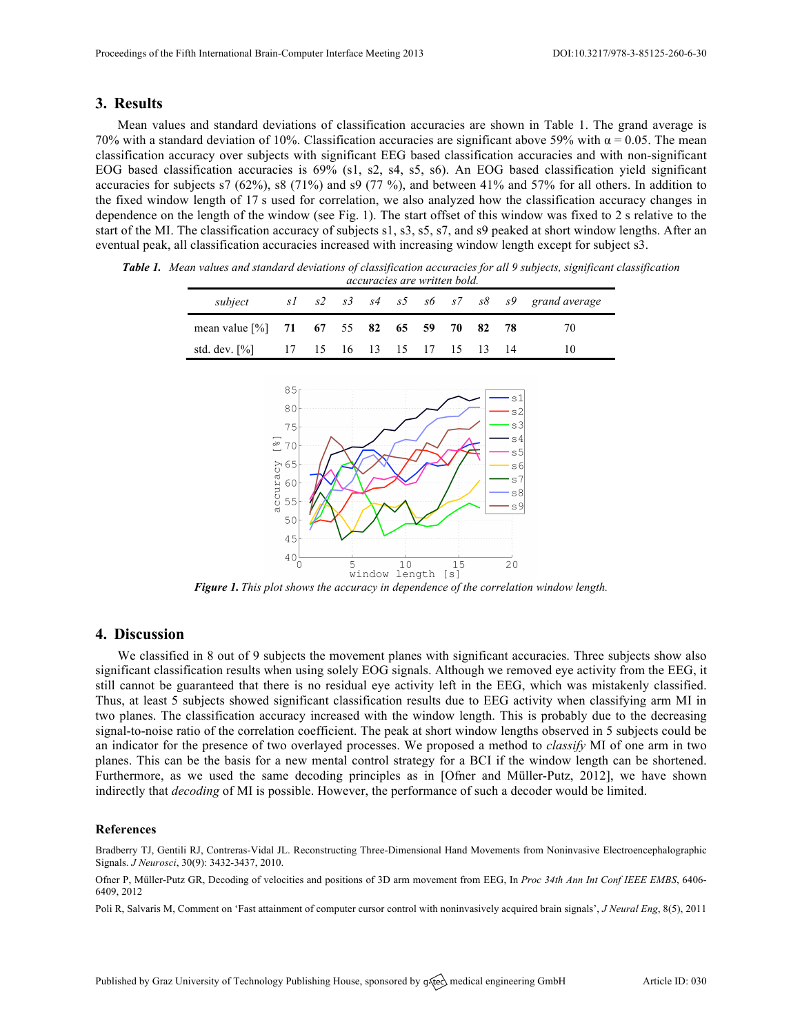## 3. Results

Mean values and standard deviations of classification accuracies are shown in Table 1. The grand average is 70% with a standard deviation of 10%. Classification accuracies are significant above 59% with $\alpha = 0.05$. The mean classification accuracy over subjects with significant EEG based classification accuracies and with non-significant EOG based classification accuracies is 69% (s1, s2, s4, s5, s6). An EOG based classification yield significant accuracies for subjects s7 (62%), s8 (71%) and s9 (77 %), and between 41% and 57% for all others. In addition to the fixed window length of 17 s used for correlation, we also analyzed how the classification accuracy changes in dependence on the length of the window (see Fig. 1). The start offset of this window was fixed to 2 s relative to the start of the MI. The classification accuracy of subjects s1, s3, s5, s7, and s9 peaked at short window lengths. After an eventual peak, all classification accuracies increased with increasing window length except for subject s3.

***Table 1.*** *Mean values and standard deviations of classification accuracies for all 9 subjects, significant classification accuracies are written bold.*

| *subject* | *s1* | *s2* | *s3* | *s4* | *s5* | *s6* | *s7* | *s8* | *s9* | *grand average* |
|---|---|---|---|---|---|---|---|---|---|---|
| mean value [%] | **71** | **67** | 55 | **82** | **65** | **59** | **70** | **82** | **78** | 70 |
| std. dev. [%] | 17 | 15 | 16 | 13 | 15 | 17 | 15 | 13 | 14 | 10 |

accuracy [%]
85
80
75
70
65
60
55
50
45
40
0 5 10 15 20
window length [s]
s1
s2
s3
s4
s5
s6
s7
s8
s9

***Figure 1.*** *This plot shows the accuracy in dependence of the correlation window length.*

## 4. Discussion

We classified in 8 out of 9 subjects the movement planes with significant accuracies. Three subjects show also significant classification results when using solely EOG signals. Although we removed eye activity from the EEG, it still cannot be guaranteed that there is no residual eye activity left in the EEG, which was mistakenly classified. Thus, at least 5 subjects showed significant classification results due to EEG activity when classifying arm MI in two planes. The classification accuracy increased with the window length. This is probably due to the decreasing signal-to-noise ratio of the correlation coefficient. The peak at short window lengths observed in 5 subjects could be an indicator for the presence of two overlayed processes. We proposed a method to *classify* MI of one arm in two planes. This can be the basis for a new mental control strategy for a BCI if the window length can be shortened. Furthermore, as we used the same decoding principles as in [Ofner and Müller-Putz, 2012], we have shown indirectly that *decoding* of MI is possible. However, the performance of such a decoder would be limited.

### References

Bradberry TJ, Gentili RJ, Contreras-Vidal JL. Reconstructing Three-Dimensional Hand Movements from Noninvasive Electroencephalographic Signals. *J Neurosci*, 30(9): 3432-3437, 2010.

Ofner P, Müller-Putz GR, Decoding of velocities and positions of 3D arm movement from EEG, In *Proc 34th Ann Int Conf IEEE EMBS*, 6406-6409, 2012

Poli R, Salvaris M, Comment on 'Fast attainment of computer cursor control with noninvasively acquired brain signals', *J Neural Eng*, 8(5), 2011